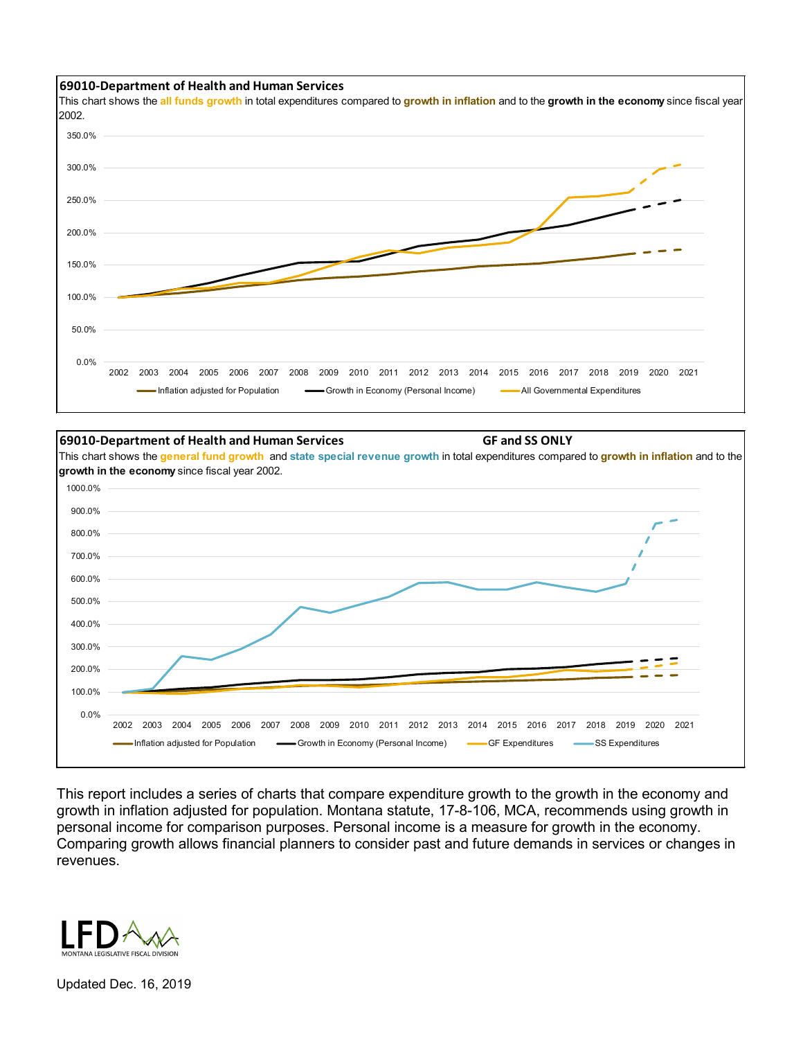### 69010-Department of Health and Human Services

This chart shows the **all funds growth** in total expenditures compared to **growth in inflation** and to the **growth in the economy** since fiscal year 2002.

### 69010-Department of Health and Human Services — GF and SS ONLY

This chart shows the **general fund growth** and **state special revenue growth** in total expenditures compared to **growth in inflation** and to the **growth in the economy** since fiscal year 2002.

This report includes a series of charts that compare expenditure growth to the growth in the economy and growth in inflation adjusted for population. Montana statute, 17-8-106, MCA, recommends using growth in personal income for comparison purposes. Personal income is a measure for growth in the economy. Comparing growth allows financial planners to consider past and future demands in services or changes in revenues.

MONTANA LEGISLATIVE FISCAL DIVISION

Updated Dec. 16, 2019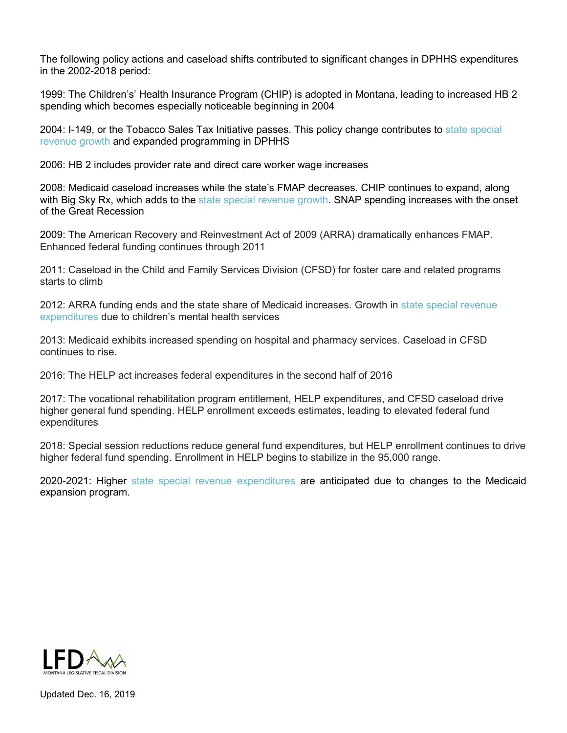The following policy actions and caseload shifts contributed to significant changes in DPHHS expenditures in the 2002-2018 period:

1999: The Children's' Health Insurance Program (CHIP) is adopted in Montana, leading to increased HB 2 spending which becomes especially noticeable beginning in 2004

2004: I-149, or the Tobacco Sales Tax Initiative passes. This policy change contributes to state special revenue growth and expanded programming in DPHHS

2006: HB 2 includes provider rate and direct care worker wage increases

2008: Medicaid caseload increases while the state's FMAP decreases. CHIP continues to expand, along with Big Sky Rx, which adds to the state special revenue growth. SNAP spending increases with the onset of the Great Recession

2009: The American Recovery and Reinvestment Act of 2009 (ARRA) dramatically enhances FMAP. Enhanced federal funding continues through 2011

2011: Caseload in the Child and Family Services Division (CFSD) for foster care and related programs starts to climb

2012: ARRA funding ends and the state share of Medicaid increases. Growth in state special revenue expenditures due to children's mental health services

2013: Medicaid exhibits increased spending on hospital and pharmacy services. Caseload in CFSD continues to rise.

2016: The HELP act increases federal expenditures in the second half of 2016

2017: The vocational rehabilitation program entitlement, HELP expenditures, and CFSD caseload drive higher general fund spending. HELP enrollment exceeds estimates, leading to elevated federal fund expenditures

2018: Special session reductions reduce general fund expenditures, but HELP enrollment continues to drive higher federal fund spending. Enrollment in HELP begins to stabilize in the 95,000 range.

2020-2021: Higher state special revenue expenditures are anticipated due to changes to the Medicaid expansion program.

LFD
MONTANA LEGISLATIVE FISCAL DIVISION

Updated Dec. 16, 2019